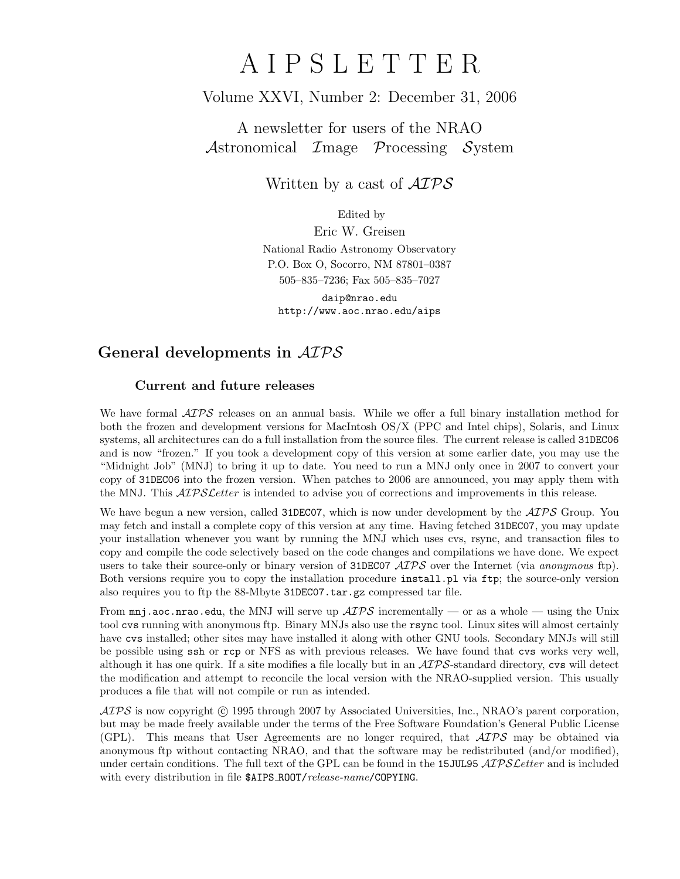# A I P S L E T T E R

Volume XXVI, Number 2: December 31, 2006

A newsletter for users of the NRAO
*A*stronomical *I*mage *P*rocessing *S*ystem

Written by a cast of *AIPS*

Edited by
Eric W. Greisen
National Radio Astronomy Observatory
P.O. Box O, Socorro, NM 87801–0387
505–835–7236; Fax 505–835–7027

`daip@nrao.edu`
`http://www.aoc.nrao.edu/aips`

## General developments in *AIPS*

### Current and future releases

We have formal *AIPS* releases on an annual basis. While we offer a full binary installation method for both the frozen and development versions for MacIntosh OS/X (PPC and Intel chips), Solaris, and Linux systems, all architectures can do a full installation from the source files. The current release is called `31DEC06` and is now "frozen." If you took a development copy of this version at some earlier date, you may use the "Midnight Job" (MNJ) to bring it up to date. You need to run a MNJ only once in 2007 to convert your copy of `31DEC06` into the frozen version. When patches to 2006 are announced, you may apply them with the MNJ. This *AIPSLetter* is intended to advise you of corrections and improvements in this release.

We have begun a new version, called `31DEC07`, which is now under development by the *AIPS* Group. You may fetch and install a complete copy of this version at any time. Having fetched `31DEC07`, you may update your installation whenever you want by running the MNJ which uses cvs, rsync, and transaction files to copy and compile the code selectively based on the code changes and compilations we have done. We expect users to take their source-only or binary version of `31DEC07` *AIPS* over the Internet (via *anonymous* ftp). Both versions require you to copy the installation procedure `install.pl` via `ftp`; the source-only version also requires you to ftp the 88-Mbyte `31DEC07.tar.gz` compressed tar file.

From `mnj.aoc.nrao.edu`, the MNJ will serve up *AIPS* incrementally — or as a whole — using the Unix tool `cvs` running with anonymous ftp. Binary MNJs also use the `rsync` tool. Linux sites will almost certainly have `cvs` installed; other sites may have installed it along with other GNU tools. Secondary MNJs will still be possible using `ssh` or `rcp` or NFS as with previous releases. We have found that `cvs` works very well, although it has one quirk. If a site modifies a file locally but in an *AIPS*-standard directory, `cvs` will detect the modification and attempt to reconcile the local version with the NRAO-supplied version. This usually produces a file that will not compile or run as intended.

*AIPS* is now copyright © 1995 through 2007 by Associated Universities, Inc., NRAO's parent corporation, but may be made freely available under the terms of the Free Software Foundation's General Public License (GPL). This means that User Agreements are no longer required, that *AIPS* may be obtained via anonymous ftp without contacting NRAO, and that the software may be redistributed (and/or modified), under certain conditions. The full text of the GPL can be found in the `15JUL95` *AIPSLetter* and is included with every distribution in file `$AIPS_ROOT/`*release-name*`/COPYING`.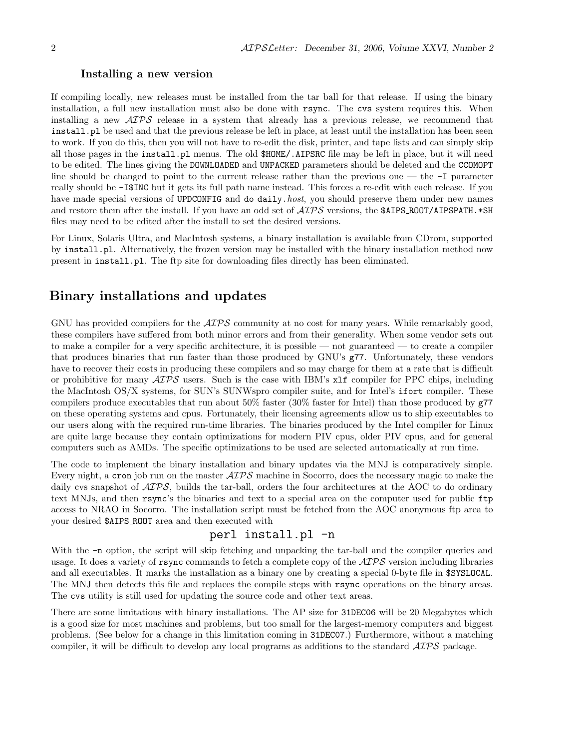### Installing a new version

If compiling locally, new releases must be installed from the tar ball for that release. If using the binary installation, a full new installation must also be done with `rsync`. The `cvs` system requires this. When installing a new *AIPS* release in a system that already has a previous release, we recommend that `install.pl` be used and that the previous release be left in place, at least until the installation has been seen to work. If you do this, then you will not have to re-edit the disk, printer, and tape lists and can simply skip all those pages in the `install.pl` menus. The old `$HOME/.AIPSRC` file may be left in place, but it will need to be edited. The lines giving the `DOWNLOADED` and `UNPACKED` parameters should be deleted and the `CCOMOPT` line should be changed to point to the current release rather than the previous one — the `-I` parameter really should be `-I$INC` but it gets its full path name instead. This forces a re-edit with each release. If you have made special versions of `UPDCONFIG` and `do_daily.`*host*, you should preserve them under new names and restore them after the install. If you have an odd set of *AIPS* versions, the `$AIPS_ROOT/AIPSPATH.*SH` files may need to be edited after the install to set the desired versions.

For Linux, Solaris Ultra, and MacIntosh systems, a binary installation is available from CDrom, supported by `install.pl`. Alternatively, the frozen version may be installed with the binary installation method now present in `install.pl`. The ftp site for downloading files directly has been eliminated.

## Binary installations and updates

GNU has provided compilers for the *AIPS* community at no cost for many years. While remarkably good, these compilers have suffered from both minor errors and from their generality. When some vendor sets out to make a compiler for a very specific architecture, it is possible — not guaranteed — to create a compiler that produces binaries that run faster than those produced by GNU's `g77`. Unfortunately, these vendors have to recover their costs in producing these compilers and so may charge for them at a rate that is difficult or prohibitive for many *AIPS* users. Such is the case with IBM's `xlf` compiler for PPC chips, including the MacIntosh OS/X systems, for SUN's SUNWspro compiler suite, and for Intel's `ifort` compiler. These compilers produce executables that run about 50% faster (30% faster for Intel) than those produced by `g77` on these operating systems and cpus. Fortunately, their licensing agreements allow us to ship executables to our users along with the required run-time libraries. The binaries produced by the Intel compiler for Linux are quite large because they contain optimizations for modern PIV cpus, older PIV cpus, and for general computers such as AMDs. The specific optimizations to be used are selected automatically at run time.

The code to implement the binary installation and binary updates via the MNJ is comparatively simple. Every night, a `cron` job run on the master *AIPS* machine in Socorro, does the necessary magic to make the daily cvs snapshot of *AIPS*, builds the tar-ball, orders the four architectures at the AOC to do ordinary text MNJs, and then `rsync`'s the binaries and text to a special area on the computer used for public `ftp` access to NRAO in Socorro. The installation script must be fetched from the AOC anonymous ftp area to your desired `$AIPS_ROOT` area and then executed with

```
perl install.pl -n
```

With the `-n` option, the script will skip fetching and unpacking the tar-ball and the compiler queries and usage. It does a variety of `rsync` commands to fetch a complete copy of the *AIPS* version including libraries and all executables. It marks the installation as a binary one by creating a special 0-byte file in `$SYSLOCAL`. The MNJ then detects this file and replaces the compile steps with `rsync` operations on the binary areas. The `cvs` utility is still used for updating the source code and other text areas.

There are some limitations with binary installations. The AP size for `31DEC06` will be 20 Megabytes which is a good size for most machines and problems, but too small for the largest-memory computers and biggest problems. (See below for a change in this limitation coming in `31DEC07`.) Furthermore, without a matching compiler, it will be difficult to develop any local programs as additions to the standard *AIPS* package.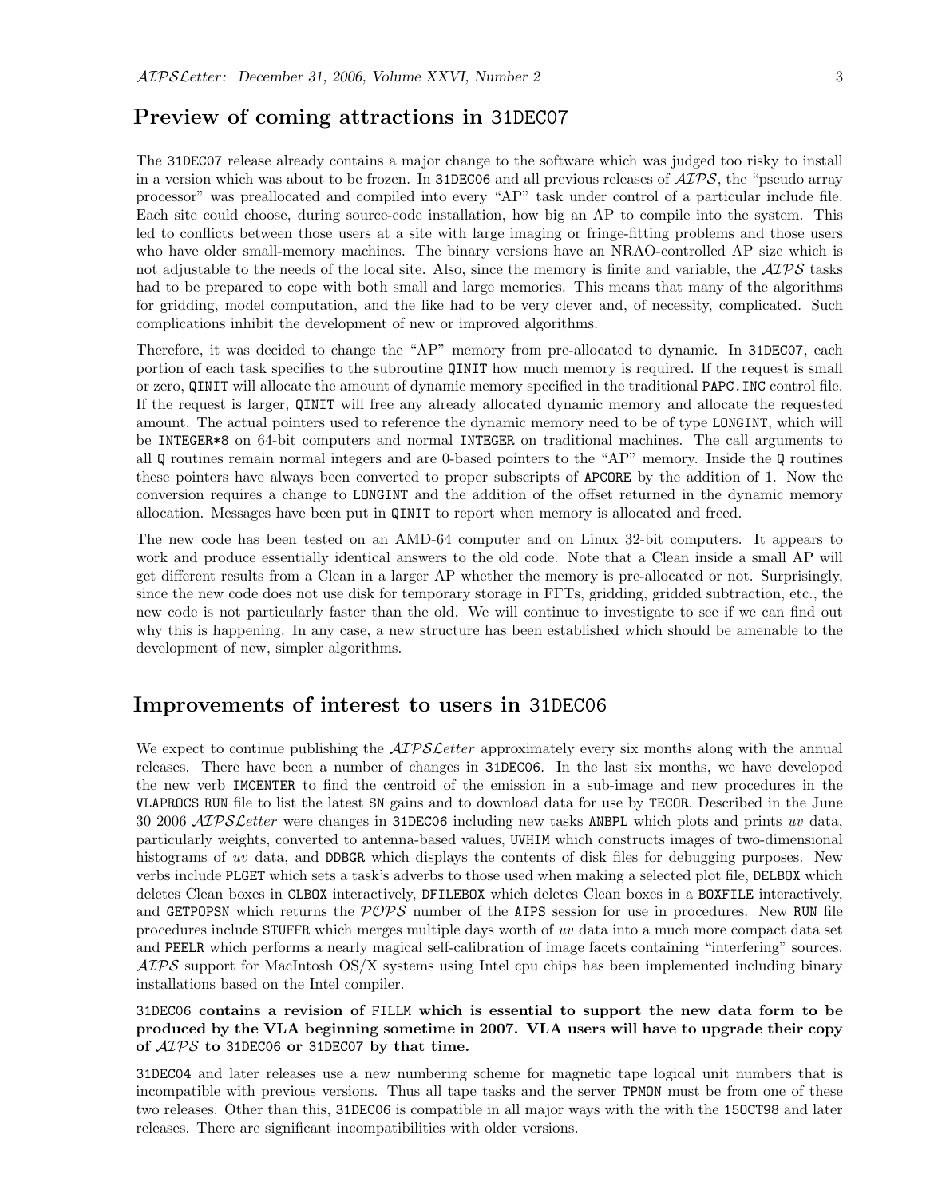## Preview of coming attractions in 31DEC07

The 31DEC07 release already contains a major change to the software which was judged too risky to install in a version which was about to be frozen. In 31DEC06 and all previous releases of *AIPS*, the "pseudo array processor" was preallocated and compiled into every "AP" task under control of a particular include file. Each site could choose, during source-code installation, how big an AP to compile into the system. This led to conflicts between those users at a site with large imaging or fringe-fitting problems and those users who have older small-memory machines. The binary versions have an NRAO-controlled AP size which is not adjustable to the needs of the local site. Also, since the memory is finite and variable, the *AIPS* tasks had to be prepared to cope with both small and large memories. This means that many of the algorithms for gridding, model computation, and the like had to be very clever and, of necessity, complicated. Such complications inhibit the development of new or improved algorithms.

Therefore, it was decided to change the "AP" memory from pre-allocated to dynamic. In 31DEC07, each portion of each task specifies to the subroutine QINIT how much memory is required. If the request is small or zero, QINIT will allocate the amount of dynamic memory specified in the traditional PAPC.INC control file. If the request is larger, QINIT will free any already allocated dynamic memory and allocate the requested amount. The actual pointers used to reference the dynamic memory need to be of type LONGINT, which will be INTEGER*8 on 64-bit computers and normal INTEGER on traditional machines. The call arguments to all Q routines remain normal integers and are 0-based pointers to the "AP" memory. Inside the Q routines these pointers have always been converted to proper subscripts of APCORE by the addition of 1. Now the conversion requires a change to LONGINT and the addition of the offset returned in the dynamic memory allocation. Messages have been put in QINIT to report when memory is allocated and freed.

The new code has been tested on an AMD-64 computer and on Linux 32-bit computers. It appears to work and produce essentially identical answers to the old code. Note that a Clean inside a small AP will get different results from a Clean in a larger AP whether the memory is pre-allocated or not. Surprisingly, since the new code does not use disk for temporary storage in FFTs, gridding, gridded subtraction, etc., the new code is not particularly faster than the old. We will continue to investigate to see if we can find out why this is happening. In any case, a new structure has been established which should be amenable to the development of new, simpler algorithms.

## Improvements of interest to users in 31DEC06

We expect to continue publishing the *AIPSLetter* approximately every six months along with the annual releases. There have been a number of changes in 31DEC06. In the last six months, we have developed the new verb IMCENTER to find the centroid of the emission in a sub-image and new procedures in the VLAPROCS RUN file to list the latest SN gains and to download data for use by TECOR. Described in the June 30 2006 *AIPSLetter* were changes in 31DEC06 including new tasks ANBPL which plots and prints *uv* data, particularly weights, converted to antenna-based values, UVHIM which constructs images of two-dimensional histograms of *uv* data, and DDBGR which displays the contents of disk files for debugging purposes. New verbs include PLGET which sets a task's adverbs to those used when making a selected plot file, DELBOX which deletes Clean boxes in CLBOX interactively, DFILEBOX which deletes Clean boxes in a BOXFILE interactively, and GETPOPSN which returns the *POPS* number of the AIPS session for use in procedures. New RUN file procedures include STUFFR which merges multiple days worth of *uv* data into a much more compact data set and PEELR which performs a nearly magical self-calibration of image facets containing "interfering" sources. *AIPS* support for MacIntosh OS/X systems using Intel cpu chips has been implemented including binary installations based on the Intel compiler.

**31DEC06 contains a revision of FILLM which is essential to support the new data form to be produced by the VLA beginning sometime in 2007. VLA users will have to upgrade their copy of *AIPS* to 31DEC06 or 31DEC07 by that time.**

31DEC04 and later releases use a new numbering scheme for magnetic tape logical unit numbers that is incompatible with previous versions. Thus all tape tasks and the server TPMON must be from one of these two releases. Other than this, 31DEC06 is compatible in all major ways with the with the 15OCT98 and later releases. There are significant incompatibilities with older versions.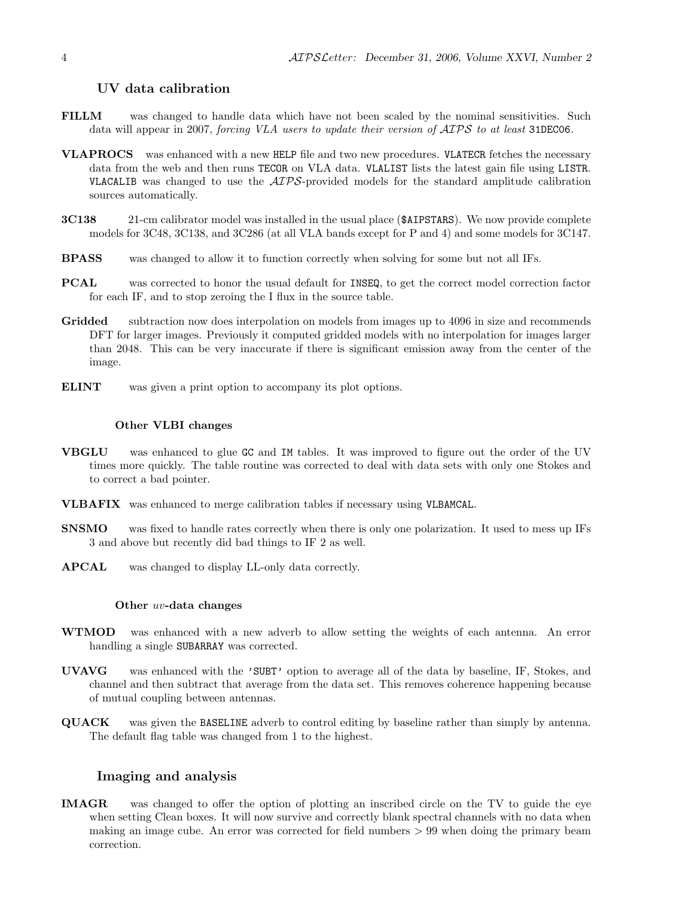## UV data calibration

**FILLM** was changed to handle data which have not been scaled by the nominal sensitivities. Such data will appear in 2007, *forcing VLA users to update their version of AIPS to at least* `31DEC06`.

**VLAPROCS** was enhanced with a new `HELP` file and two new procedures. `VLATECR` fetches the necessary data from the web and then runs `TECOR` on VLA data. `VLALIST` lists the latest gain file using `LISTR`. `VLACALIB` was changed to use the *AIPS*-provided models for the standard amplitude calibration sources automatically.

**3C138** 21-cm calibrator model was installed in the usual place (`$AIPSTARS`). We now provide complete models for 3C48, 3C138, and 3C286 (at all VLA bands except for P and 4) and some models for 3C147.

**BPASS** was changed to allow it to function correctly when solving for some but not all IFs.

**PCAL** was corrected to honor the usual default for `INSEQ`, to get the correct model correction factor for each IF, and to stop zeroing the I flux in the source table.

**Gridded** subtraction now does interpolation on models from images up to 4096 in size and recommends DFT for larger images. Previously it computed gridded models with no interpolation for images larger than 2048. This can be very inaccurate if there is significant emission away from the center of the image.

**ELINT** was given a print option to accompany its plot options.

### Other VLBI changes

**VBGLU** was enhanced to glue `GC` and `IM` tables. It was improved to figure out the order of the UV times more quickly. The table routine was corrected to deal with data sets with only one Stokes and to correct a bad pointer.

**VLBAFIX** was enhanced to merge calibration tables if necessary using `VLBAMCAL`.

**SNSMO** was fixed to handle rates correctly when there is only one polarization. It used to mess up IFs 3 and above but recently did bad things to IF 2 as well.

**APCAL** was changed to display LL-only data correctly.

### Other *uv*-data changes

**WTMOD** was enhanced with a new adverb to allow setting the weights of each antenna. An error handling a single `SUBARRAY` was corrected.

**UVAVG** was enhanced with the `'SUBT'` option to average all of the data by baseline, IF, Stokes, and channel and then subtract that average from the data set. This removes coherence happening because of mutual coupling between antennas.

**QUACK** was given the `BASELINE` adverb to control editing by baseline rather than simply by antenna. The default flag table was changed from 1 to the highest.

## Imaging and analysis

**IMAGR** was changed to offer the option of plotting an inscribed circle on the TV to guide the eye when setting Clean boxes. It will now survive and correctly blank spectral channels with no data when making an image cube. An error was corrected for field numbers $> 99$ when doing the primary beam correction.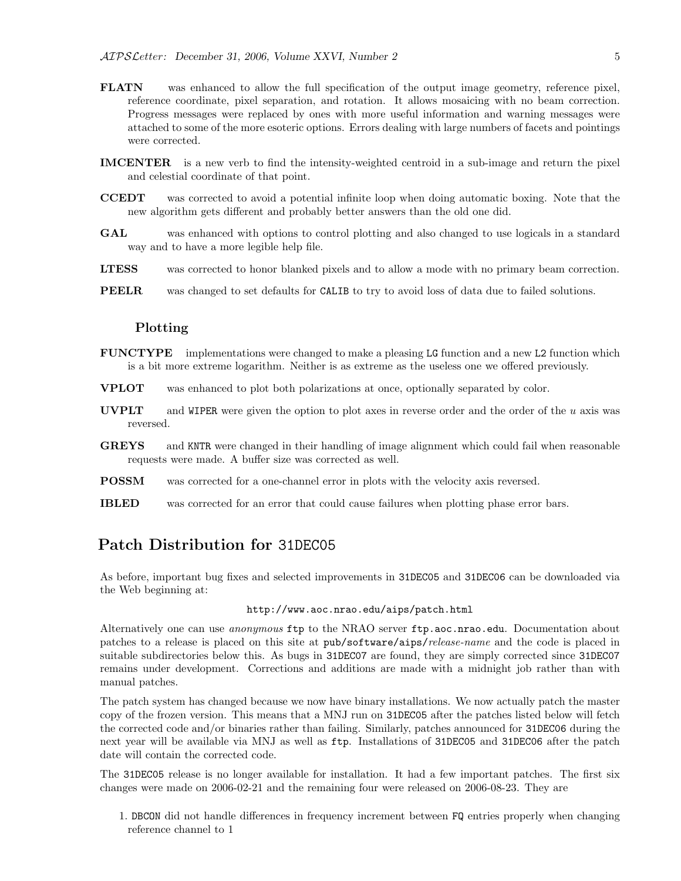**FLATN** was enhanced to allow the full specification of the output image geometry, reference pixel, reference coordinate, pixel separation, and rotation. It allows mosaicing with no beam correction. Progress messages were replaced by ones with more useful information and warning messages were attached to some of the more esoteric options. Errors dealing with large numbers of facets and pointings were corrected.

**IMCENTER** is a new verb to find the intensity-weighted centroid in a sub-image and return the pixel and celestial coordinate of that point.

**CCEDT** was corrected to avoid a potential infinite loop when doing automatic boxing. Note that the new algorithm gets different and probably better answers than the old one did.

**GAL** was enhanced with options to control plotting and also changed to use logicals in a standard way and to have a more legible help file.

**LTESS** was corrected to honor blanked pixels and to allow a mode with no primary beam correction.

**PEELR** was changed to set defaults for `CALIB` to try to avoid loss of data due to failed solutions.

### Plotting

**FUNCTYPE** implementations were changed to make a pleasing `LG` function and a new `L2` function which is a bit more extreme logarithm. Neither is as extreme as the useless one we offered previously.

**VPLOT** was enhanced to plot both polarizations at once, optionally separated by color.

**UVPLT** and `WIPER` were given the option to plot axes in reverse order and the order of the $u$ axis was reversed.

**GREYS** and `KNTR` were changed in their handling of image alignment which could fail when reasonable requests were made. A buffer size was corrected as well.

**POSSM** was corrected for a one-channel error in plots with the velocity axis reversed.

**IBLED** was corrected for an error that could cause failures when plotting phase error bars.

## Patch Distribution for `31DEC05`

As before, important bug fixes and selected improvements in `31DEC05` and `31DEC06` can be downloaded via the Web beginning at:

`http://www.aoc.nrao.edu/aips/patch.html`

Alternatively one can use *anonymous* `ftp` to the NRAO server `ftp.aoc.nrao.edu`. Documentation about patches to a release is placed on this site at `pub/software/aips/`*release-name* and the code is placed in suitable subdirectories below this. As bugs in `31DEC07` are found, they are simply corrected since `31DEC07` remains under development. Corrections and additions are made with a midnight job rather than with manual patches.

The patch system has changed because we now have binary installations. We now actually patch the master copy of the frozen version. This means that a MNJ run on `31DEC05` after the patches listed below will fetch the corrected code and/or binaries rather than failing. Similarly, patches announced for `31DEC06` during the next year will be available via MNJ as well as `ftp`. Installations of `31DEC05` and `31DEC06` after the patch date will contain the corrected code.

The `31DEC05` release is no longer available for installation. It had a few important patches. The first six changes were made on 2006-02-21 and the remaining four were released on 2006-08-23. They are

1. `DBCON` did not handle differences in frequency increment between `FQ` entries properly when changing reference channel to 1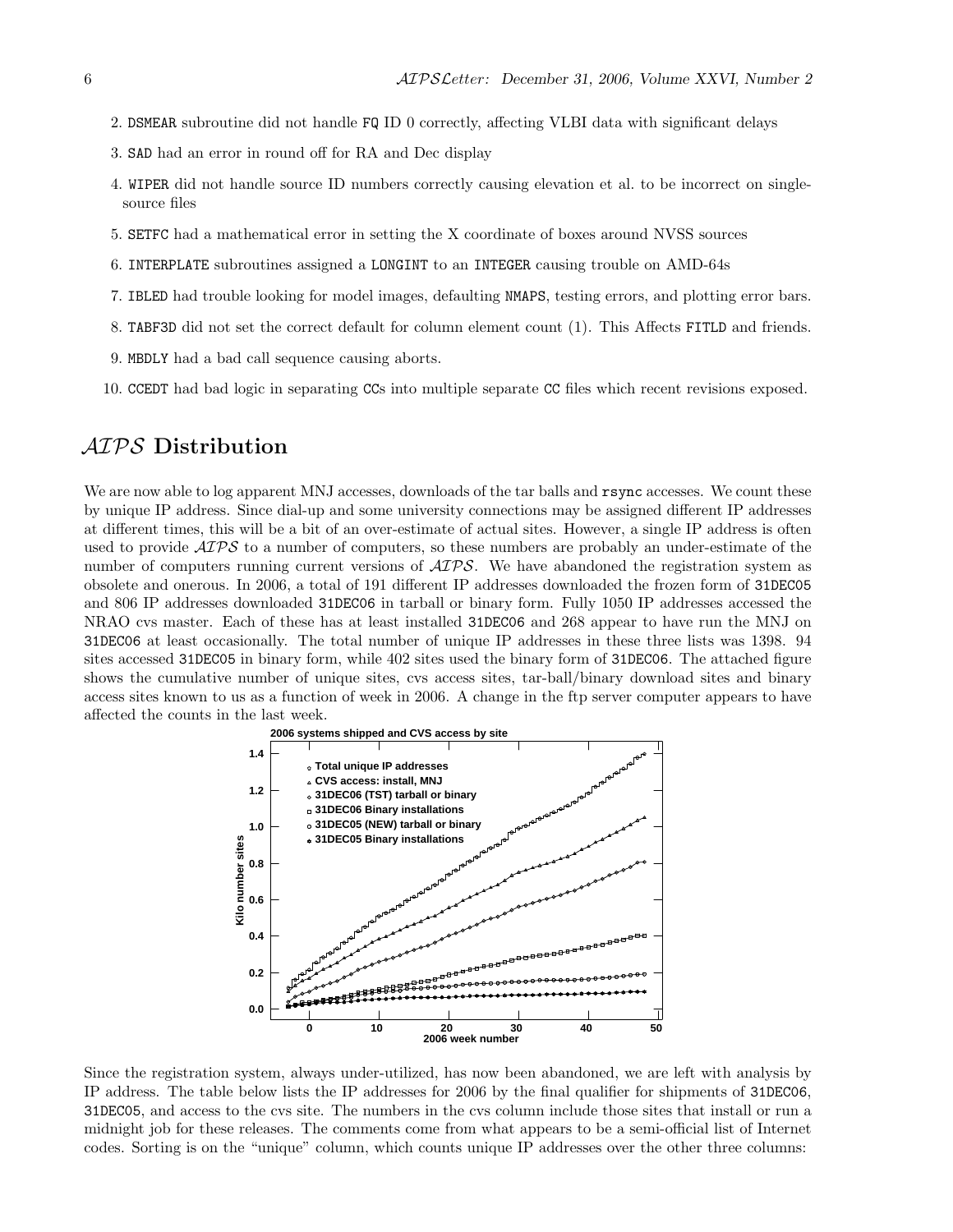2. DSMEAR subroutine did not handle FQ ID 0 correctly, affecting VLBI data with significant delays
3. SAD had an error in round off for RA and Dec display
4. WIPER did not handle source ID numbers correctly causing elevation et al. to be incorrect on single-source files
5. SETFC had a mathematical error in setting the X coordinate of boxes around NVSS sources
6. INTERPLATE subroutines assigned a LONGINT to an INTEGER causing trouble on AMD-64s
7. IBLED had trouble looking for model images, defaulting NMAPS, testing errors, and plotting error bars.
8. TABF3D did not set the correct default for column element count (1). This Affects FITLD and friends.
9. MBDLY had a bad call sequence causing aborts.
10. CCEDT had bad logic in separating CCs into multiple separate CC files which recent revisions exposed.

## *AIPS* Distribution

We are now able to log apparent MNJ accesses, downloads of the tar balls and rsync accesses. We count these by unique IP address. Since dial-up and some university connections may be assigned different IP addresses at different times, this will be a bit of an over-estimate of actual sites. However, a single IP address is often used to provide *AIPS* to a number of computers, so these numbers are probably an under-estimate of the number of computers running current versions of *AIPS*. We have abandoned the registration system as obsolete and onerous. In 2006, a total of 191 different IP addresses downloaded the frozen form of 31DEC05 and 806 IP addresses downloaded 31DEC06 in tarball or binary form. Fully 1050 IP addresses accessed the NRAO cvs master. Each of these has at least installed 31DEC06 and 268 appear to have run the MNJ on 31DEC06 at least occasionally. The total number of unique IP addresses in these three lists was 1398. 94 sites accessed 31DEC05 in binary form, while 402 sites used the binary form of 31DEC06. The attached figure shows the cumulative number of unique sites, cvs access sites, tar-ball/binary download sites and binary access sites known to us as a function of week in 2006. A change in the ftp server computer appears to have affected the counts in the last week.

Since the registration system, always under-utilized, has now been abandoned, we are left with analysis by IP address. The table below lists the IP addresses for 2006 by the final qualifier for shipments of 31DEC06, 31DEC05, and access to the cvs site. The numbers in the cvs column include those sites that install or run a midnight job for these releases. The comments come from what appears to be a semi-official list of Internet codes. Sorting is on the "unique" column, which counts unique IP addresses over the other three columns: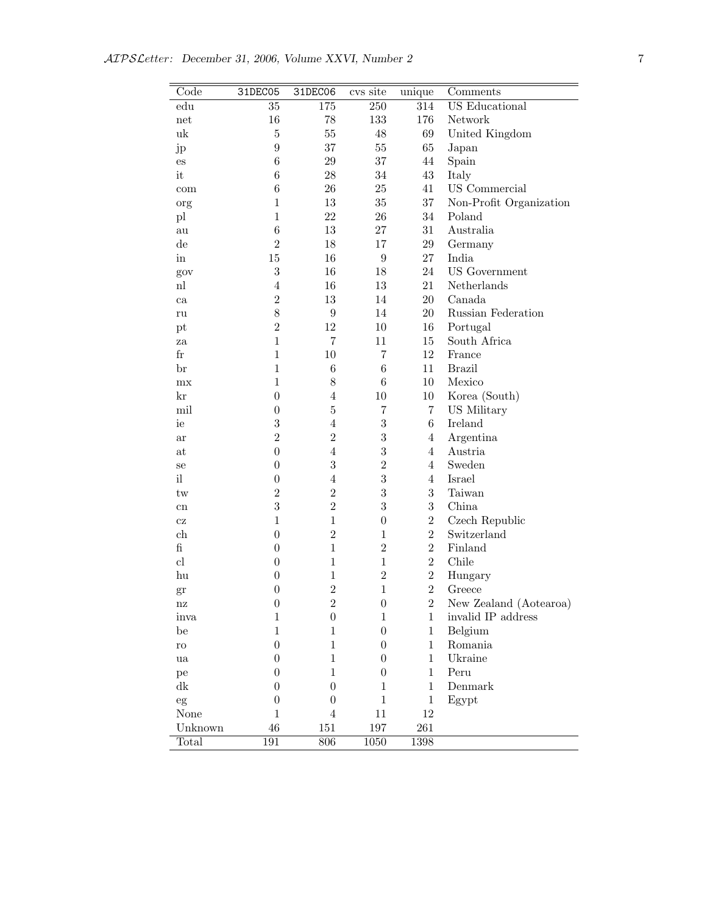| Code | 31DEC05 | 31DEC06 | cvs site | unique | Comments |
|---|---|---|---|---|---|
| edu | 35 | 175 | 250 | 314 | US Educational |
| net | 16 | 78 | 133 | 176 | Network |
| uk | 5 | 55 | 48 | 69 | United Kingdom |
| jp | 9 | 37 | 55 | 65 | Japan |
| es | 6 | 29 | 37 | 44 | Spain |
| it | 6 | 28 | 34 | 43 | Italy |
| com | 6 | 26 | 25 | 41 | US Commercial |
| org | 1 | 13 | 35 | 37 | Non-Profit Organization |
| pl | 1 | 22 | 26 | 34 | Poland |
| au | 6 | 13 | 27 | 31 | Australia |
| de | 2 | 18 | 17 | 29 | Germany |
| in | 15 | 16 | 9 | 27 | India |
| gov | 3 | 16 | 18 | 24 | US Government |
| nl | 4 | 16 | 13 | 21 | Netherlands |
| ca | 2 | 13 | 14 | 20 | Canada |
| ru | 8 | 9 | 14 | 20 | Russian Federation |
| pt | 2 | 12 | 10 | 16 | Portugal |
| za | 1 | 7 | 11 | 15 | South Africa |
| fr | 1 | 10 | 7 | 12 | France |
| br | 1 | 6 | 6 | 11 | Brazil |
| mx | 1 | 8 | 6 | 10 | Mexico |
| kr | 0 | 4 | 10 | 10 | Korea (South) |
| mil | 0 | 5 | 7 | 7 | US Military |
| ie | 3 | 4 | 3 | 6 | Ireland |
| ar | 2 | 2 | 3 | 4 | Argentina |
| at | 0 | 4 | 3 | 4 | Austria |
| se | 0 | 3 | 2 | 4 | Sweden |
| il | 0 | 4 | 3 | 4 | Israel |
| tw | 2 | 2 | 3 | 3 | Taiwan |
| cn | 3 | 2 | 3 | 3 | China |
| cz | 1 | 1 | 0 | 2 | Czech Republic |
| ch | 0 | 2 | 1 | 2 | Switzerland |
| fi | 0 | 1 | 2 | 2 | Finland |
| cl | 0 | 1 | 1 | 2 | Chile |
| hu | 0 | 1 | 2 | 2 | Hungary |
| gr | 0 | 2 | 1 | 2 | Greece |
| nz | 0 | 2 | 0 | 2 | New Zealand (Aotearoa) |
| inva | 1 | 0 | 1 | 1 | invalid IP address |
| be | 1 | 1 | 0 | 1 | Belgium |
| ro | 0 | 1 | 0 | 1 | Romania |
| ua | 0 | 1 | 0 | 1 | Ukraine |
| pe | 0 | 1 | 0 | 1 | Peru |
| dk | 0 | 0 | 1 | 1 | Denmark |
| eg | 0 | 0 | 1 | 1 | Egypt |
| None | 1 | 4 | 11 | 12 | |
| Unknown | 46 | 151 | 197 | 261 | |
| Total | 191 | 806 | 1050 | 1398 | |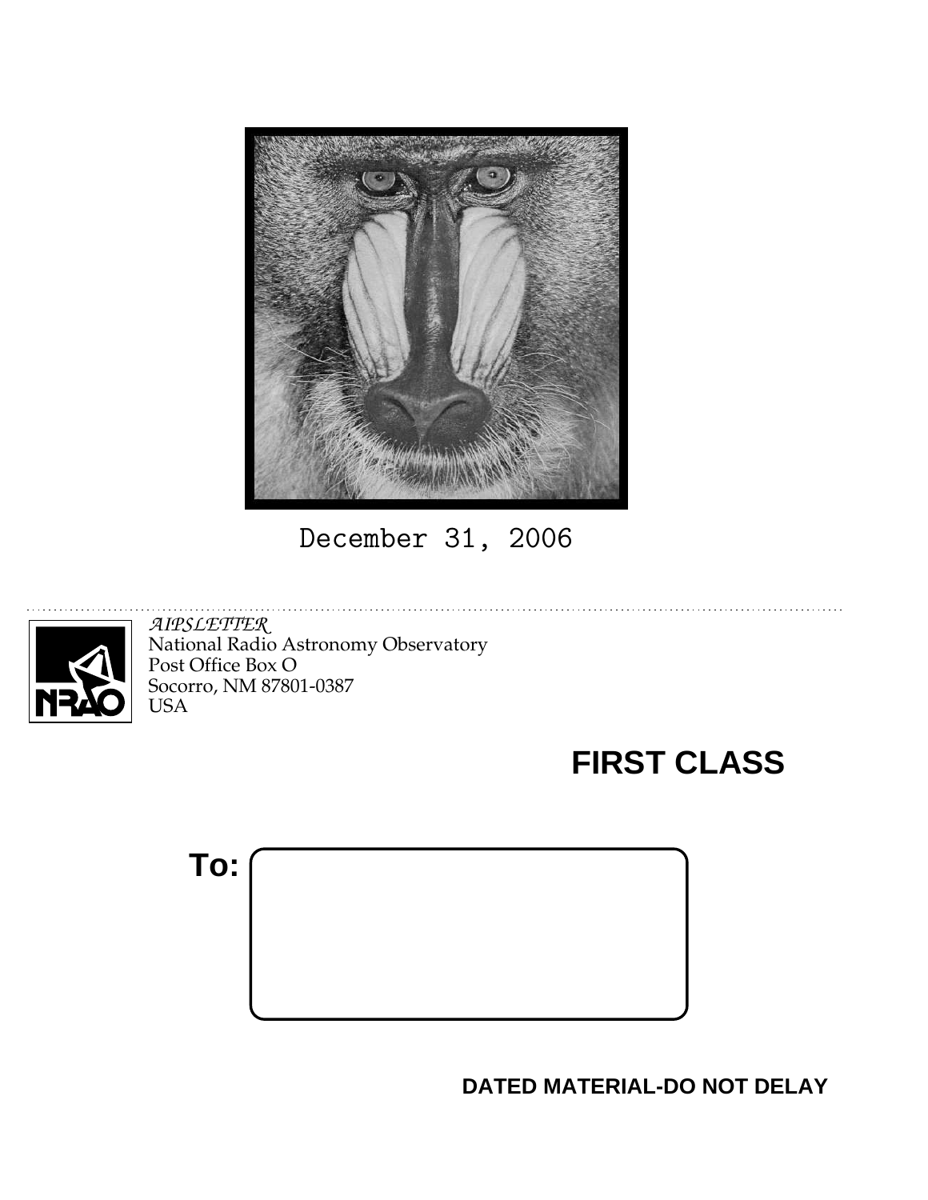December 31, 2006

*AIPSLETTER*
National Radio Astronomy Observatory
Post Office Box O
Socorro, NM 87801-0387
USA

**FIRST CLASS**

**To:**

**DATED MATERIAL-DO NOT DELAY**